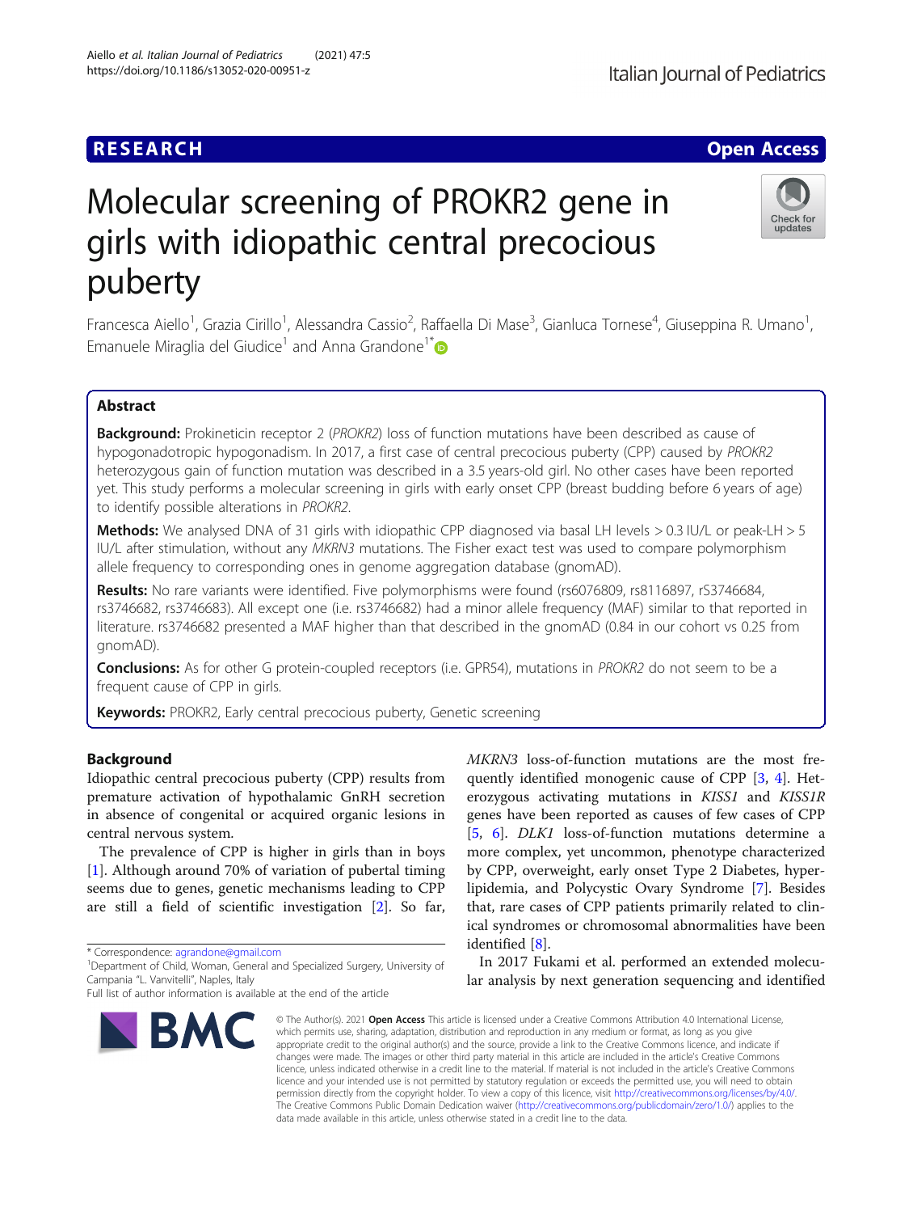RESEARCH

Open Access

# Molecular screening of PROKR2 gene in girls with idiopathic central precocious puberty

Francesca Aiello[1], Grazia Cirillo[1], Alessandra Cassio[2], Raffaella Di Mase[3], Gianluca Tornese[4], Giuseppina R. Umano[1], Emanuele Miraglia del Giudice[1] and Anna Grandone[1*]

## Abstract

**Background:** Prokineticin receptor 2 (*PROKR2*) loss of function mutations have been described as cause of hypogonadotropic hypogonadism. In 2017, a first case of central precocious puberty (CPP) caused by *PROKR2* heterozygous gain of function mutation was described in a 3.5 years-old girl. No other cases have been reported yet. This study performs a molecular screening in girls with early onset CPP (breast budding before 6 years of age) to identify possible alterations in *PROKR2*.

**Methods:** We analysed DNA of 31 girls with idiopathic CPP diagnosed via basal LH levels > 0.3 IU/L or peak-LH > 5 IU/L after stimulation, without any *MKRN3* mutations. The Fisher exact test was used to compare polymorphism allele frequency to corresponding ones in genome aggregation database (gnomAD).

**Results:** No rare variants were identified. Five polymorphisms were found (rs6076809, rs8116897, rS3746684, rs3746682, rs3746683). All except one (i.e. rs3746682) had a minor allele frequency (MAF) similar to that reported in literature. rs3746682 presented a MAF higher than that described in the gnomAD (0.84 in our cohort vs 0.25 from gnomAD).

**Conclusions:** As for other G protein-coupled receptors (i.e. GPR54), mutations in *PROKR2* do not seem to be a frequent cause of CPP in girls.

**Keywords:** PROKR2, Early central precocious puberty, Genetic screening

## Background

Idiopathic central precocious puberty (CPP) results from premature activation of hypothalamic GnRH secretion in absence of congenital or acquired organic lesions in central nervous system.

The prevalence of CPP is higher in girls than in boys [1]. Although around 70% of variation of pubertal timing seems due to genes, genetic mechanisms leading to CPP are still a field of scientific investigation [2]. So far, *MKRN3* loss-of-function mutations are the most frequently identified monogenic cause of CPP [3, 4]. Heterozygous activating mutations in *KISS1* and *KISS1R* genes have been reported as causes of few cases of CPP [5, 6]. *DLK1* loss-of-function mutations determine a more complex, yet uncommon, phenotype characterized by CPP, overweight, early onset Type 2 Diabetes, hyperlipidemia, and Polycystic Ovary Syndrome [7]. Besides that, rare cases of CPP patients primarily related to clinical syndromes or chromosomal abnormalities have been identified [8].

In 2017 Fukami et al. performed an extended molecular analysis by next generation sequencing and identified

\* Correspondence: agrandone@gmail.com
[1] Department of Child, Woman, General and Specialized Surgery, University of Campania "L. Vanvitelli", Naples, Italy
Full list of author information is available at the end of the article

© The Author(s). 2021 **Open Access** This article is licensed under a Creative Commons Attribution 4.0 International License, which permits use, sharing, adaptation, distribution and reproduction in any medium or format, as long as you give appropriate credit to the original author(s) and the source, provide a link to the Creative Commons licence, and indicate if changes were made. The images or other third party material in this article are included in the article's Creative Commons licence, unless indicated otherwise in a credit line to the material. If material is not included in the article's Creative Commons licence and your intended use is not permitted by statutory regulation or exceeds the permitted use, you will need to obtain permission directly from the copyright holder. To view a copy of this licence, visit http://creativecommons.org/licenses/by/4.0/. The Creative Commons Public Domain Dedication waiver (http://creativecommons.org/publicdomain/zero/1.0/) applies to the data made available in this article, unless otherwise stated in a credit line to the data.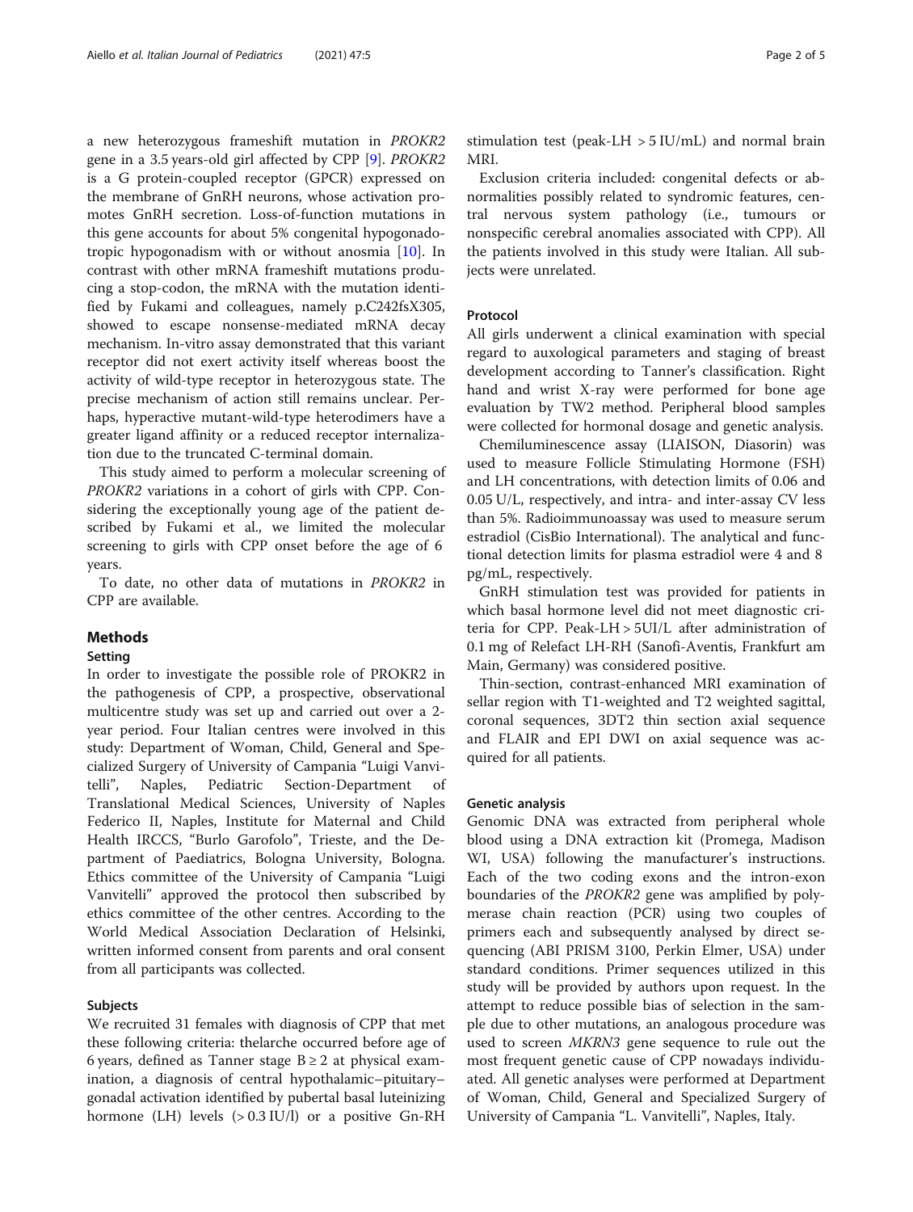a new heterozygous frameshift mutation in *PROKR2* gene in a 3.5 years-old girl affected by CPP [9]. *PROKR2* is a G protein-coupled receptor (GPCR) expressed on the membrane of GnRH neurons, whose activation promotes GnRH secretion. Loss-of-function mutations in this gene accounts for about 5% congenital hypogonadotropic hypogonadism with or without anosmia [10]. In contrast with other mRNA frameshift mutations producing a stop-codon, the mRNA with the mutation identified by Fukami and colleagues, namely p.C242fsX305, showed to escape nonsense-mediated mRNA decay mechanism. In-vitro assay demonstrated that this variant receptor did not exert activity itself whereas boost the activity of wild-type receptor in heterozygous state. The precise mechanism of action still remains unclear. Perhaps, hyperactive mutant-wild-type heterodimers have a greater ligand affinity or a reduced receptor internalization due to the truncated C-terminal domain.

This study aimed to perform a molecular screening of *PROKR2* variations in a cohort of girls with CPP. Considering the exceptionally young age of the patient described by Fukami et al., we limited the molecular screening to girls with CPP onset before the age of 6 years.

To date, no other data of mutations in *PROKR2* in CPP are available.

## Methods

### Setting

In order to investigate the possible role of PROKR2 in the pathogenesis of CPP, a prospective, observational multicentre study was set up and carried out over a 2-year period. Four Italian centres were involved in this study: Department of Woman, Child, General and Specialized Surgery of University of Campania "Luigi Vanvitelli", Naples, Pediatric Section-Department of Translational Medical Sciences, University of Naples Federico II, Naples, Institute for Maternal and Child Health IRCCS, "Burlo Garofolo", Trieste, and the Department of Paediatrics, Bologna University, Bologna. Ethics committee of the University of Campania "Luigi Vanvitelli" approved the protocol then subscribed by ethics committee of the other centres. According to the World Medical Association Declaration of Helsinki, written informed consent from parents and oral consent from all participants was collected.

### Subjects

We recruited 31 females with diagnosis of CPP that met these following criteria: thelarche occurred before age of 6 years, defined as Tanner stage B ≥ 2 at physical examination, a diagnosis of central hypothalamic–pituitary–gonadal activation identified by pubertal basal luteinizing hormone (LH) levels (> 0.3 IU/l) or a positive Gn-RH stimulation test (peak-LH > 5 IU/mL) and normal brain MRI.

Exclusion criteria included: congenital defects or abnormalities possibly related to syndromic features, central nervous system pathology (i.e., tumours or nonspecific cerebral anomalies associated with CPP). All the patients involved in this study were Italian. All subjects were unrelated.

### Protocol

All girls underwent a clinical examination with special regard to auxological parameters and staging of breast development according to Tanner's classification. Right hand and wrist X-ray were performed for bone age evaluation by TW2 method. Peripheral blood samples were collected for hormonal dosage and genetic analysis.

Chemiluminescence assay (LIAISON, Diasorin) was used to measure Follicle Stimulating Hormone (FSH) and LH concentrations, with detection limits of 0.06 and 0.05 U/L, respectively, and intra- and inter-assay CV less than 5%. Radioimmunoassay was used to measure serum estradiol (CisBio International). The analytical and functional detection limits for plasma estradiol were 4 and 8 pg/mL, respectively.

GnRH stimulation test was provided for patients in which basal hormone level did not meet diagnostic criteria for CPP. Peak-LH > 5UI/L after administration of 0.1 mg of Relefact LH-RH (Sanofi-Aventis, Frankfurt am Main, Germany) was considered positive.

Thin-section, contrast-enhanced MRI examination of sellar region with T1-weighted and T2 weighted sagittal, coronal sequences, 3DT2 thin section axial sequence and FLAIR and EPI DWI on axial sequence was acquired for all patients.

### Genetic analysis

Genomic DNA was extracted from peripheral whole blood using a DNA extraction kit (Promega, Madison WI, USA) following the manufacturer's instructions. Each of the two coding exons and the intron-exon boundaries of the *PROKR2* gene was amplified by polymerase chain reaction (PCR) using two couples of primers each and subsequently analysed by direct sequencing (ABI PRISM 3100, Perkin Elmer, USA) under standard conditions. Primer sequences utilized in this study will be provided by authors upon request. In the attempt to reduce possible bias of selection in the sample due to other mutations, an analogous procedure was used to screen *MKRN3* gene sequence to rule out the most frequent genetic cause of CPP nowadays individuated. All genetic analyses were performed at Department of Woman, Child, General and Specialized Surgery of University of Campania "L. Vanvitelli", Naples, Italy.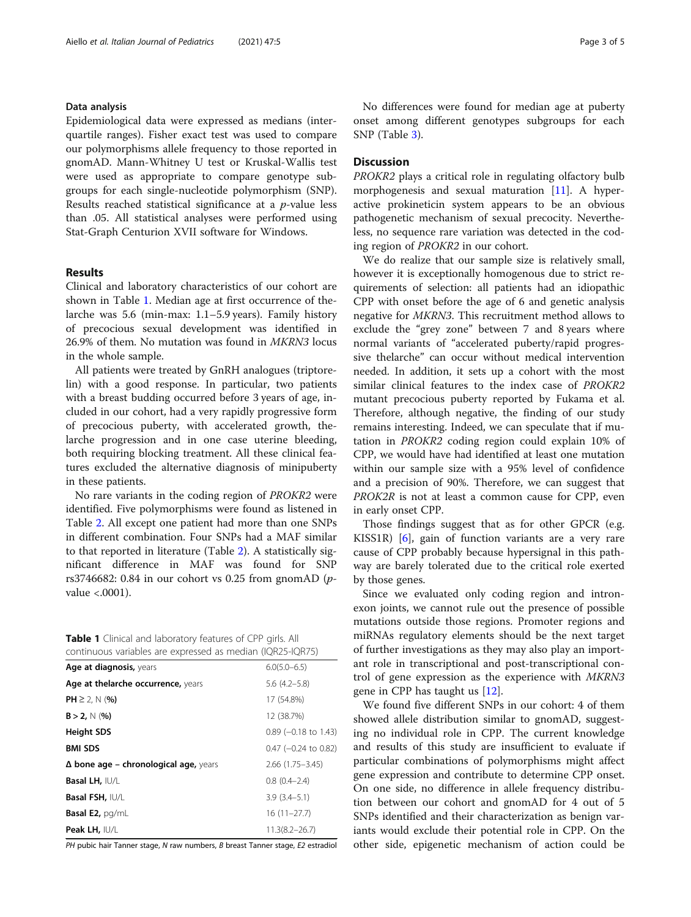### Data analysis

Epidemiological data were expressed as medians (inter-quartile ranges). Fisher exact test was used to compare our polymorphisms allele frequency to those reported in gnomAD. Mann-Whitney U test or Kruskal-Wallis test were used as appropriate to compare genotype subgroups for each single-nucleotide polymorphism (SNP). Results reached statistical significance at a *p*-value less than .05. All statistical analyses were performed using Stat-Graph Centurion XVII software for Windows.

## Results

Clinical and laboratory characteristics of our cohort are shown in Table 1. Median age at first occurrence of thelarche was 5.6 (min-max: 1.1–5.9 years). Family history of precocious sexual development was identified in 26.9% of them. No mutation was found in *MKRN3* locus in the whole sample.

All patients were treated by GnRH analogues (triptorelin) with a good response. In particular, two patients with a breast budding occurred before 3 years of age, included in our cohort, had a very rapidly progressive form of precocious puberty, with accelerated growth, thelarche progression and in one case uterine bleeding, both requiring blocking treatment. All these clinical features excluded the alternative diagnosis of minipuberty in these patients.

No rare variants in the coding region of *PROKR2* were identified. Five polymorphisms were found as listened in Table 2. All except one patient had more than one SNPs in different combination. Four SNPs had a MAF similar to that reported in literature (Table 2). A statistically significant difference in MAF was found for SNP rs3746682: 0.84 in our cohort vs 0.25 from gnomAD (*p*-value <.0001).

**Table 1** Clinical and laboratory features of CPP girls. All continuous variables are expressed as median (IQR25-IQR75)

| | |
|---|---|
| **Age at diagnosis,** years | 6.0(5.0–6.5) |
| **Age at thelarche occurrence,** years | 5.6 (4.2–5.8) |
| **PH ≥ 2,** N (**%**) | 17 (54.8%) |
| **B > 2,** N (**%**) | 12 (38.7%) |
| **Height SDS** | 0.89 (−0.18 to 1.43) |
| **BMI SDS** | 0.47 (−0.24 to 0.82) |
| **Δ bone age – chronological age,** years | 2.66 (1.75–3.45) |
| **Basal LH,** IU/L | 0.8 (0.4–2.4) |
| **Basal FSH,** IU/L | 3.9 (3.4–5.1) |
| **Basal E2,** pg/mL | 16 (11–27.7) |
| **Peak LH,** IU/L | 11.3(8.2–26.7) |

*PH* pubic hair Tanner stage, *N* raw numbers, *B* breast Tanner stage, *E2* estradiol

No differences were found for median age at puberty onset among different genotypes subgroups for each SNP (Table 3).

## Discussion

*PROKR2* plays a critical role in regulating olfactory bulb morphogenesis and sexual maturation [11]. A hyperactive prokineticin system appears to be an obvious pathogenetic mechanism of sexual precocity. Nevertheless, no sequence rare variation was detected in the coding region of *PROKR2* in our cohort.

We do realize that our sample size is relatively small, however it is exceptionally homogenous due to strict requirements of selection: all patients had an idiopathic CPP with onset before the age of 6 and genetic analysis negative for *MKRN3*. This recruitment method allows to exclude the "grey zone" between 7 and 8 years where normal variants of "accelerated puberty/rapid progressive thelarche" can occur without medical intervention needed. In addition, it sets up a cohort with the most similar clinical features to the index case of *PROKR2* mutant precocious puberty reported by Fukama et al. Therefore, although negative, the finding of our study remains interesting. Indeed, we can speculate that if mutation in *PROKR2* coding region could explain 10% of CPP, we would have had identified at least one mutation within our sample size with a 95% level of confidence and a precision of 90%. Therefore, we can suggest that *PROK2R* is not at least a common cause for CPP, even in early onset CPP.

Those findings suggest that as for other GPCR (e.g. KISS1R) [6], gain of function variants are a very rare cause of CPP probably because hypersignal in this pathway are barely tolerated due to the critical role exerted by those genes.

Since we evaluated only coding region and intron-exon joints, we cannot rule out the presence of possible mutations outside those regions. Promoter regions and miRNAs regulatory elements should be the next target of further investigations as they may also play an important role in transcriptional and post-transcriptional control of gene expression as the experience with *MKRN3* gene in CPP has taught us [12].

We found five different SNPs in our cohort: 4 of them showed allele distribution similar to gnomAD, suggesting no individual role in CPP. The current knowledge and results of this study are insufficient to evaluate if particular combinations of polymorphisms might affect gene expression and contribute to determine CPP onset. On one side, no difference in allele frequency distribution between our cohort and gnomAD for 4 out of 5 SNPs identified and their characterization as benign variants would exclude their potential role in CPP. On the other side, epigenetic mechanism of action could be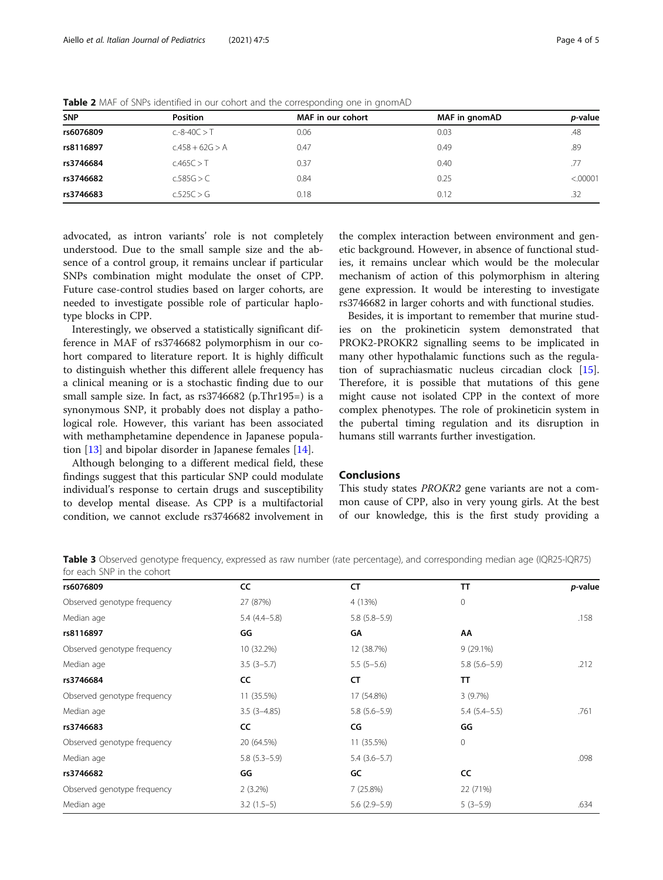**Table 2** MAF of SNPs identified in our cohort and the corresponding one in gnomAD

| SNP | Position | MAF in our cohort | MAF in gnomAD | *p*-value |
|---|---|---|---|---|
| **rs6076809** | c.-8-40C > T | 0.06 | 0.03 | .48 |
| **rs8116897** | c.458 + 62G > A | 0.47 | 0.49 | .89 |
| **rs3746684** | c.465C > T | 0.37 | 0.40 | .77 |
| **rs3746682** | c.585G > C | 0.84 | 0.25 | <.00001 |
| **rs3746683** | c.525C > G | 0.18 | 0.12 | .32 |

advocated, as intron variants' role is not completely understood. Due to the small sample size and the absence of a control group, it remains unclear if particular SNPs combination might modulate the onset of CPP. Future case-control studies based on larger cohorts, are needed to investigate possible role of particular haplotype blocks in CPP.

Interestingly, we observed a statistically significant difference in MAF of rs3746682 polymorphism in our cohort compared to literature report. It is highly difficult to distinguish whether this different allele frequency has a clinical meaning or is a stochastic finding due to our small sample size. In fact, as rs3746682 (p.Thr195=) is a synonymous SNP, it probably does not display a pathological role. However, this variant has been associated with methamphetamine dependence in Japanese population [13] and bipolar disorder in Japanese females [14].

Although belonging to a different medical field, these findings suggest that this particular SNP could modulate individual's response to certain drugs and susceptibility to develop mental disease. As CPP is a multifactorial condition, we cannot exclude rs3746682 involvement in the complex interaction between environment and genetic background. However, in absence of functional studies, it remains unclear which would be the molecular mechanism of action of this polymorphism in altering gene expression. It would be interesting to investigate rs3746682 in larger cohorts and with functional studies.

Besides, it is important to remember that murine studies on the prokineticin system demonstrated that PROK2-PROKR2 signalling seems to be implicated in many other hypothalamic functions such as the regulation of suprachiasmatic nucleus circadian clock [15]. Therefore, it is possible that mutations of this gene might cause not isolated CPP in the context of more complex phenotypes. The role of prokineticin system in the pubertal timing regulation and its disruption in humans still warrants further investigation.

## Conclusions

This study states *PROKR2* gene variants are not a common cause of CPP, also in very young girls. At the best of our knowledge, this is the first study providing a

**Table 3** Observed genotype frequency, expressed as raw number (rate percentage), and corresponding median age (IQR25-IQR75) for each SNP in the cohort

| **rs6076809** | **CC** | **CT** | **TT** | ***p*-value** |
|---|---|---|---|---|
| Observed genotype frequency | 27 (87%) | 4 (13%) | 0 | |
| Median age | 5.4 (4.4–5.8) | 5.8 (5.8–5.9) | | .158 |
| **rs8116897** | **GG** | **GA** | **AA** | |
| Observed genotype frequency | 10 (32.2%) | 12 (38.7%) | 9 (29.1%) | |
| Median age | 3.5 (3–5.7) | 5.5 (5–5.6) | 5.8 (5.6–5.9) | .212 |
| **rs3746684** | **CC** | **CT** | **TT** | |
| Observed genotype frequency | 11 (35.5%) | 17 (54.8%) | 3 (9.7%) | |
| Median age | 3.5 (3–4.85) | 5.8 (5.6–5.9) | 5.4 (5.4–5.5) | .761 |
| **rs3746683** | **CC** | **CG** | **GG** | |
| Observed genotype frequency | 20 (64.5%) | 11 (35.5%) | 0 | |
| Median age | 5.8 (5.3–5.9) | 5.4 (3.6–5.7) | | .098 |
| **rs3746682** | **GG** | **GC** | **CC** | |
| Observed genotype frequency | 2 (3.2%) | 7 (25.8%) | 22 (71%) | |
| Median age | 3.2 (1.5–5) | 5.6 (2.9–5.9) | 5 (3–5.9) | .634 |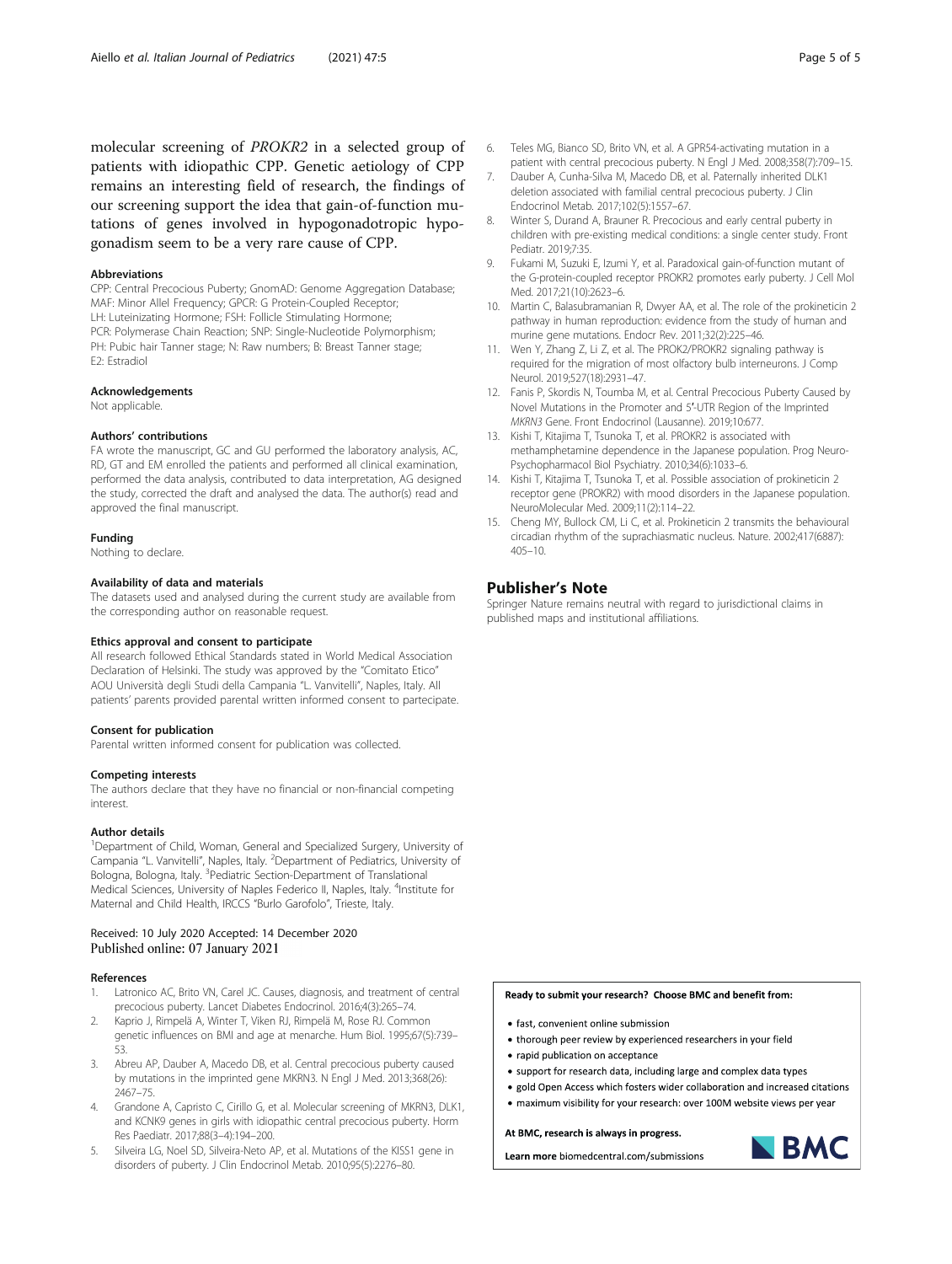molecular screening of *PROKR2* in a selected group of patients with idiopathic CPP. Genetic aetiology of CPP remains an interesting field of research, the findings of our screening support the idea that gain-of-function mutations of genes involved in hypogonadotropic hypogonadism seem to be a very rare cause of CPP.

#### Abbreviations
CPP: Central Precocious Puberty; GnomAD: Genome Aggregation Database; MAF: Minor Allel Frequency; GPCR: G Protein-Coupled Receptor; LH: Luteinizating Hormone; FSH: Follicle Stimulating Hormone; PCR: Polymerase Chain Reaction; SNP: Single-Nucleotide Polymorphism; PH: Pubic hair Tanner stage; N: Raw numbers; B: Breast Tanner stage; E2: Estradiol

#### Acknowledgements
Not applicable.

#### Authors' contributions
FA wrote the manuscript, GC and GU performed the laboratory analysis, AC, RD, GT and EM enrolled the patients and performed all clinical examination, performed the data analysis, contributed to data interpretation, AG designed the study, corrected the draft and analysed the data. The author(s) read and approved the final manuscript.

#### Funding
Nothing to declare.

#### Availability of data and materials
The datasets used and analysed during the current study are available from the corresponding author on reasonable request.

#### Ethics approval and consent to participate
All research followed Ethical Standards stated in World Medical Association Declaration of Helsinki. The study was approved by the "Comitato Etico" AOU Università degli Studi della Campania "L. Vanvitelli", Naples, Italy. All patients' parents provided parental written informed consent to partecipate.

#### Consent for publication
Parental written informed consent for publication was collected.

#### Competing interests
The authors declare that they have no financial or non-financial competing interest.

#### Author details
[1]Department of Child, Woman, General and Specialized Surgery, University of Campania "L. Vanvitelli", Naples, Italy. [2]Department of Pediatrics, University of Bologna, Bologna, Italy. [3]Pediatric Section-Department of Translational Medical Sciences, University of Naples Federico II, Naples, Italy. [4]Institute for Maternal and Child Health, IRCCS "Burlo Garofolo", Trieste, Italy.

Received: 10 July 2020 Accepted: 14 December 2020
Published online: 07 January 2021

#### References
1. Latronico AC, Brito VN, Carel JC. Causes, diagnosis, and treatment of central precocious puberty. Lancet Diabetes Endocrinol. 2016;4(3):265–74.
2. Kaprio J, Rimpelä A, Winter T, Viken RJ, Rimpelä M, Rose RJ. Common genetic influences on BMI and age at menarche. Hum Biol. 1995;67(5):739–53.
3. Abreu AP, Dauber A, Macedo DB, et al. Central precocious puberty caused by mutations in the imprinted gene MKRN3. N Engl J Med. 2013;368(26):2467–75.
4. Grandone A, Capristo C, Cirillo G, et al. Molecular screening of MKRN3, DLK1, and KCNK9 genes in girls with idiopathic central precocious puberty. Horm Res Paediatr. 2017;88(3–4):194–200.
5. Silveira LG, Noel SD, Silveira-Neto AP, et al. Mutations of the KISS1 gene in disorders of puberty. J Clin Endocrinol Metab. 2010;95(5):2276–80.
6. Teles MG, Bianco SD, Brito VN, et al. A GPR54-activating mutation in a patient with central precocious puberty. N Engl J Med. 2008;358(7):709–15.
7. Dauber A, Cunha-Silva M, Macedo DB, et al. Paternally inherited DLK1 deletion associated with familial central precocious puberty. J Clin Endocrinol Metab. 2017;102(5):1557–67.
8. Winter S, Durand A, Brauner R. Precocious and early central puberty in children with pre-existing medical conditions: a single center study. Front Pediatr. 2019;7:35.
9. Fukami M, Suzuki E, Izumi Y, et al. Paradoxical gain-of-function mutant of the G-protein-coupled receptor PROKR2 promotes early puberty. J Cell Mol Med. 2017;21(10):2623–6.
10. Martin C, Balasubramanian R, Dwyer AA, et al. The role of the prokineticin 2 pathway in human reproduction: evidence from the study of human and murine gene mutations. Endocr Rev. 2011;32(2):225–46.
11. Wen Y, Zhang Z, Li Z, et al. The PROK2/PROKR2 signaling pathway is required for the migration of most olfactory bulb interneurons. J Comp Neurol. 2019;527(18):2931–47.
12. Fanis P, Skordis N, Toumba M, et al. Central Precocious Puberty Caused by Novel Mutations in the Promoter and 5′-UTR Region of the Imprinted *MKRN3* Gene. Front Endocrinol (Lausanne). 2019;10:677.
13. Kishi T, Kitajima T, Tsunoka T, et al. PROKR2 is associated with methamphetamine dependence in the Japanese population. Prog Neuro-Psychopharmacol Biol Psychiatry. 2010;34(6):1033–6.
14. Kishi T, Kitajima T, Tsunoka T, et al. Possible association of prokineticin 2 receptor gene (PROKR2) with mood disorders in the Japanese population. NeuroMolecular Med. 2009;11(2):114–22.
15. Cheng MY, Bullock CM, Li C, et al. Prokineticin 2 transmits the behavioural circadian rhythm of the suprachiasmatic nucleus. Nature. 2002;417(6887):405–10.

## Publisher's Note
Springer Nature remains neutral with regard to jurisdictional claims in published maps and institutional affiliations.

**Ready to submit your research? Choose BMC and benefit from:**

- fast, convenient online submission
- thorough peer review by experienced researchers in your field
- rapid publication on acceptance
- support for research data, including large and complex data types
- gold Open Access which fosters wider collaboration and increased citations
- maximum visibility for your research: over 100M website views per year

**At BMC, research is always in progress.**

**Learn more** biomedcentral.com/submissions

BMC